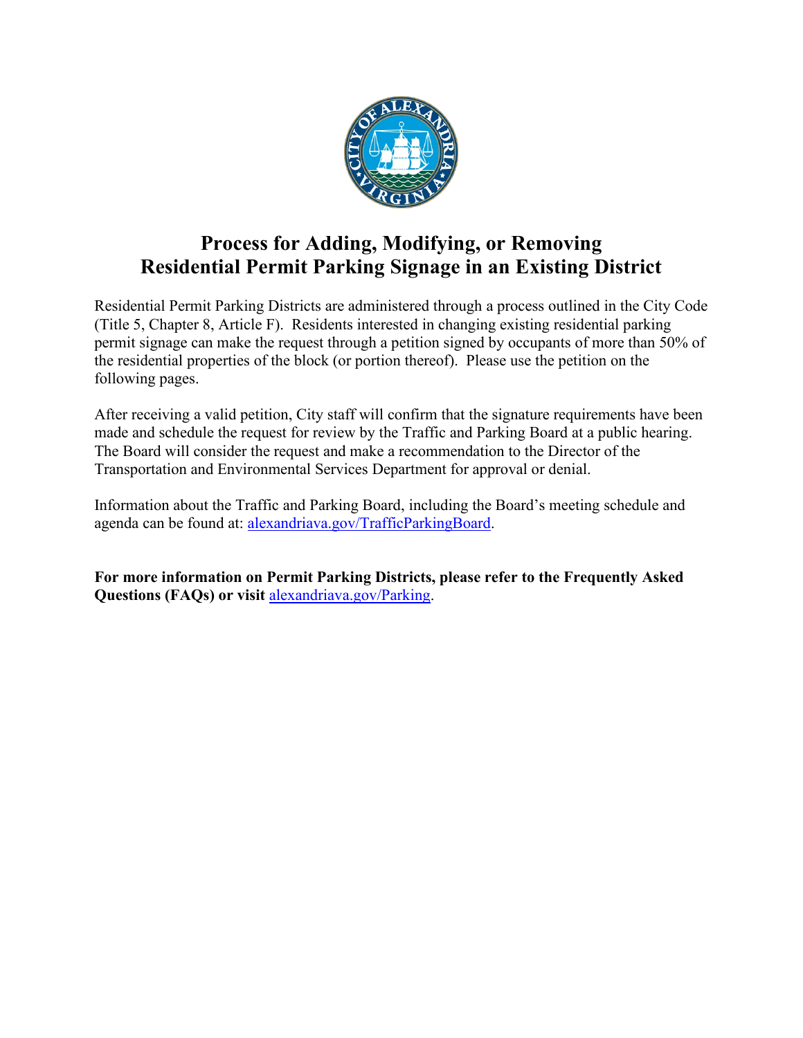# Process for Adding, Modifying, or Removing Residential Permit Parking Signage in an Existing District

Residential Permit Parking Districts are administered through a process outlined in the City Code (Title 5, Chapter 8, Article F). Residents interested in changing existing residential parking permit signage can make the request through a petition signed by occupants of more than 50% of the residential properties of the block (or portion thereof). Please use the petition on the following pages.

After receiving a valid petition, City staff will confirm that the signature requirements have been made and schedule the request for review by the Traffic and Parking Board at a public hearing. The Board will consider the request and make a recommendation to the Director of the Transportation and Environmental Services Department for approval or denial.

Information about the Traffic and Parking Board, including the Board's meeting schedule and agenda can be found at: alexandriava.gov/TrafficParkingBoard.

**For more information on Permit Parking Districts, please refer to the Frequently Asked Questions (FAQs) or visit** alexandriava.gov/Parking.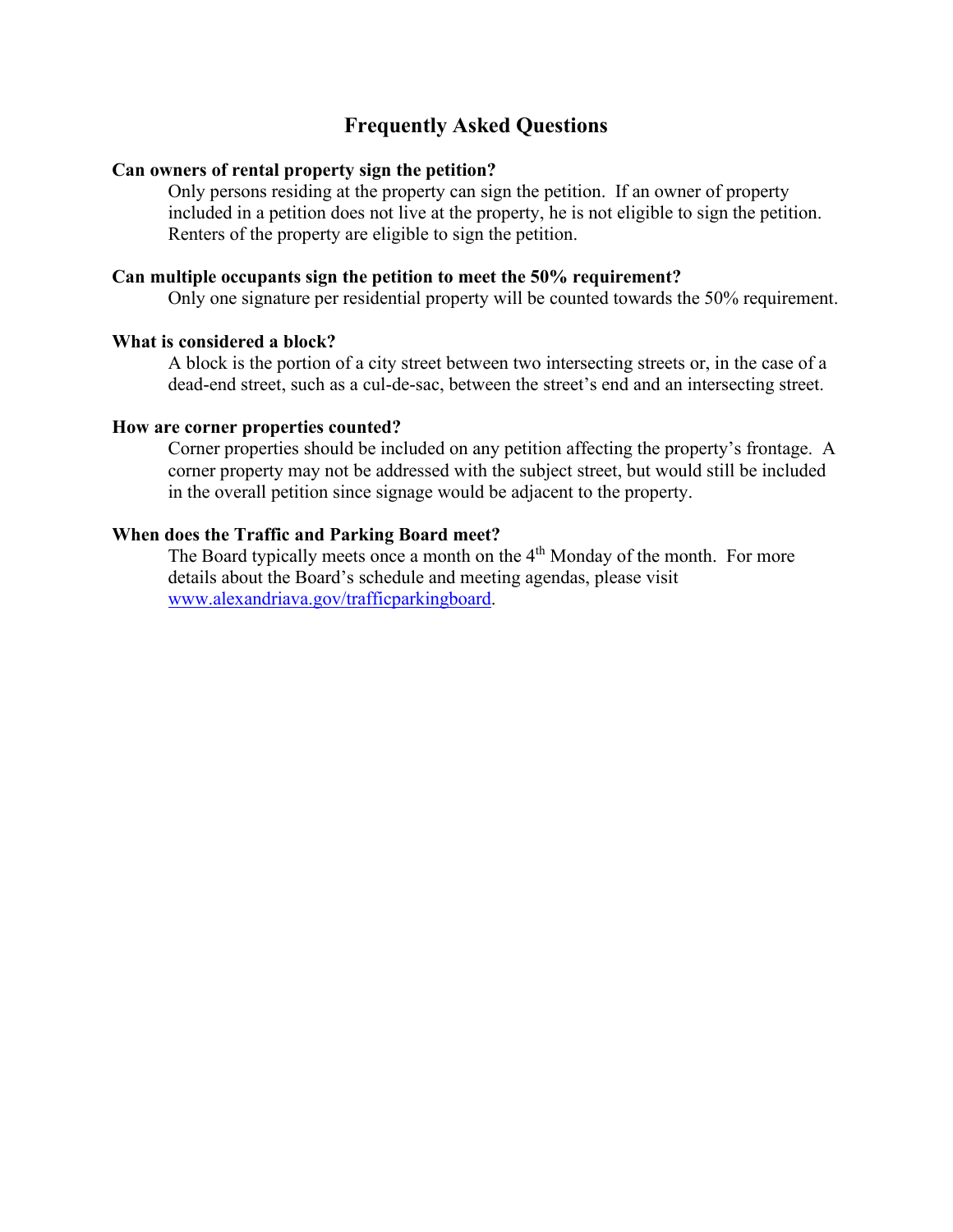## Frequently Asked Questions

**Can owners of rental property sign the petition?**

Only persons residing at the property can sign the petition. If an owner of property included in a petition does not live at the property, he is not eligible to sign the petition. Renters of the property are eligible to sign the petition.

**Can multiple occupants sign the petition to meet the 50% requirement?**

Only one signature per residential property will be counted towards the 50% requirement.

**What is considered a block?**

A block is the portion of a city street between two intersecting streets or, in the case of a dead-end street, such as a cul-de-sac, between the street's end and an intersecting street.

**How are corner properties counted?**

Corner properties should be included on any petition affecting the property's frontage. A corner property may not be addressed with the subject street, but would still be included in the overall petition since signage would be adjacent to the property.

**When does the Traffic and Parking Board meet?**

The Board typically meets once a month on the 4th Monday of the month. For more details about the Board's schedule and meeting agendas, please visit [www.alexandriava.gov/trafficparkingboard](www.alexandriava.gov/trafficparkingboard).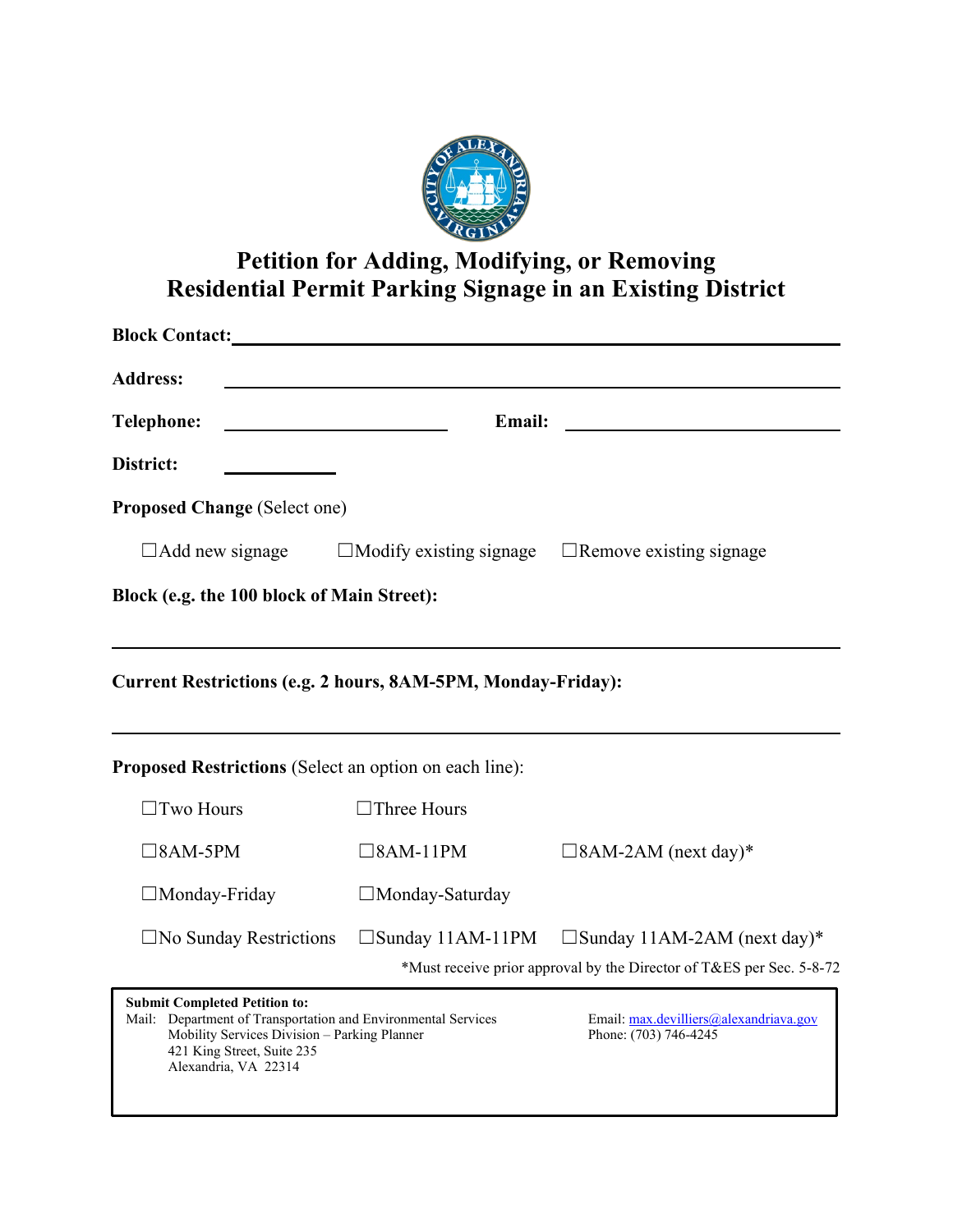# Petition for Adding, Modifying, or Removing Residential Permit Parking Signage in an Existing District

**Block Contact:** ______________________________________________

**Address:** ______________________________________________

**Telephone:** ____________________ **Email:** ____________________

**District:** __________

**Proposed Change** (Select one)

☐Add new signage ☐Modify existing signage ☐Remove existing signage

**Block (e.g. the 100 block of Main Street):**

______________________________________________

**Current Restrictions (e.g. 2 hours, 8AM-5PM, Monday-Friday):**

______________________________________________

**Proposed Restrictions** (Select an option on each line):

☐Two Hours ☐Three Hours

☐8AM-5PM ☐8AM-11PM ☐8AM-2AM (next day)*

☐Monday-Friday ☐Monday-Saturday

☐No Sunday Restrictions ☐Sunday 11AM-11PM ☐Sunday 11AM-2AM (next day)*

*Must receive prior approval by the Director of T&ES per Sec. 5-8-72

**Submit Completed Petition to:**

Mail: Department of Transportation and Environmental Services
Mobility Services Division – Parking Planner
421 King Street, Suite 235
Alexandria, VA 22314

Email: max.devilliers@alexandriava.gov
Phone: (703) 746-4245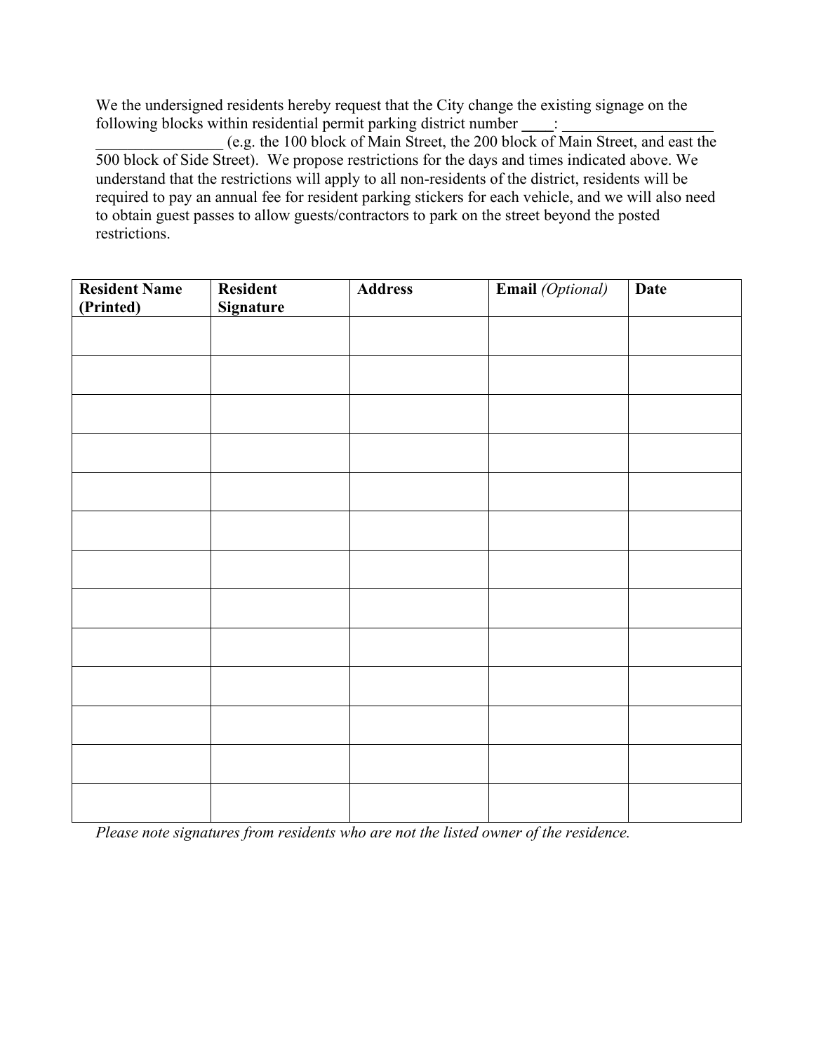We the undersigned residents hereby request that the City change the existing signage on the following blocks within residential permit parking district number ____: ___________________ ________________ (e.g. the 100 block of Main Street, the 200 block of Main Street, and east the 500 block of Side Street). We propose restrictions for the days and times indicated above. We understand that the restrictions will apply to all non-residents of the district, residents will be required to pay an annual fee for resident parking stickers for each vehicle, and we will also need to obtain guest passes to allow guests/contractors to park on the street beyond the posted restrictions.

| **Resident Name (Printed)** | **Resident Signature** | **Address** | **Email** *(Optional)* | **Date** |
|---|---|---|---|---|
| | | | | |
| | | | | |
| | | | | |
| | | | | |
| | | | | |
| | | | | |
| | | | | |
| | | | | |
| | | | | |
| | | | | |
| | | | | |
| | | | | |
| | | | | |

*Please note signatures from residents who are not the listed owner of the residence.*